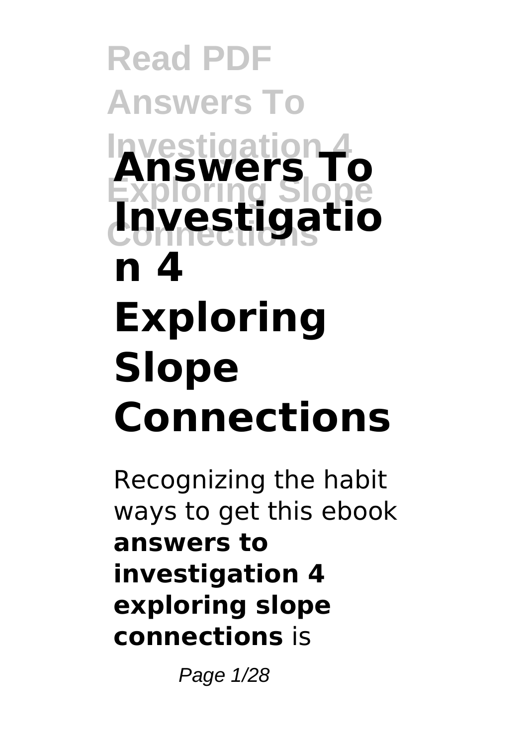# Answers To Investigation 4 Exploring Slope Connections

Recognizing the habit ways to get this ebook **answers to investigation 4 exploring slope connections** is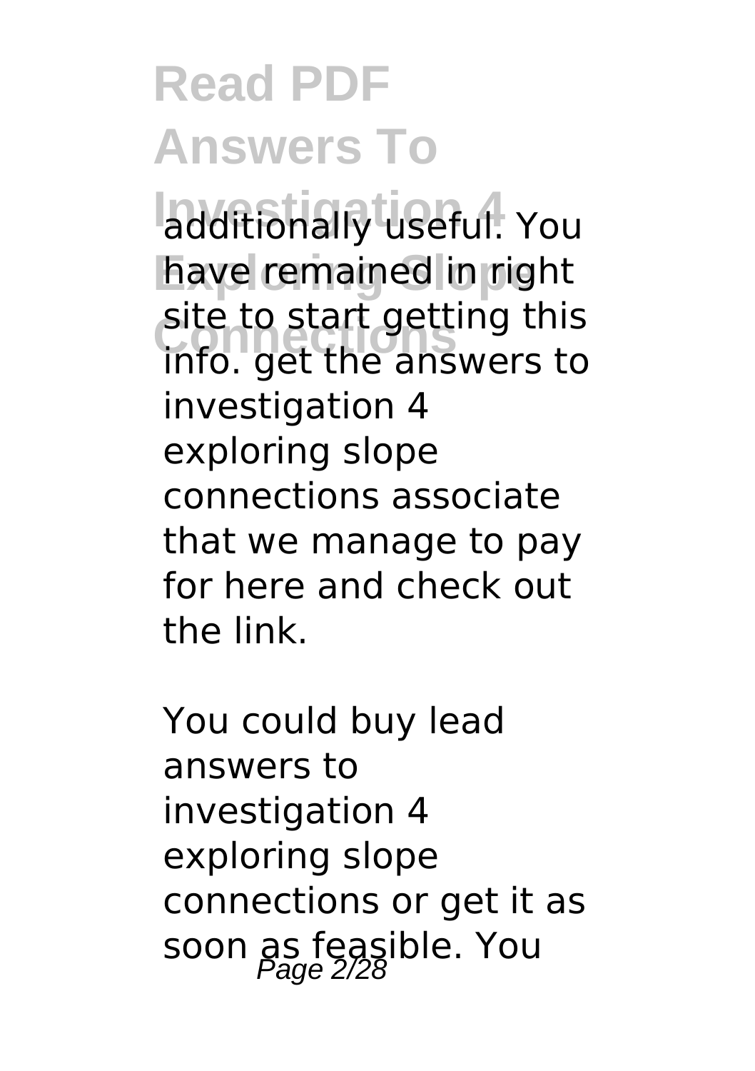additionally useful. You have remained in right site to start getting this info. get the answers to investigation 4 exploring slope connections associate that we manage to pay for here and check out the link.

You could buy lead answers to investigation 4 exploring slope connections or get it as soon as feasible. You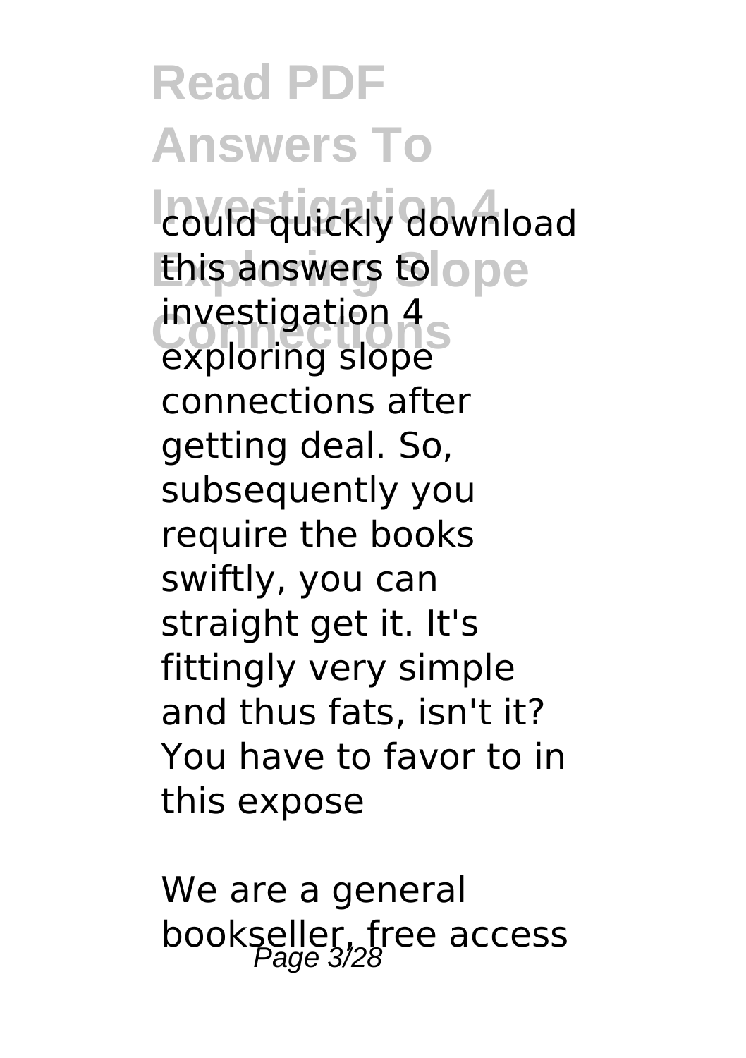could quickly download this answers to investigation 4 exploring slope connections after getting deal. So, subsequently you require the books swiftly, you can straight get it. It's fittingly very simple and thus fats, isn't it? You have to favor to in this expose

We are a general bookseller, free access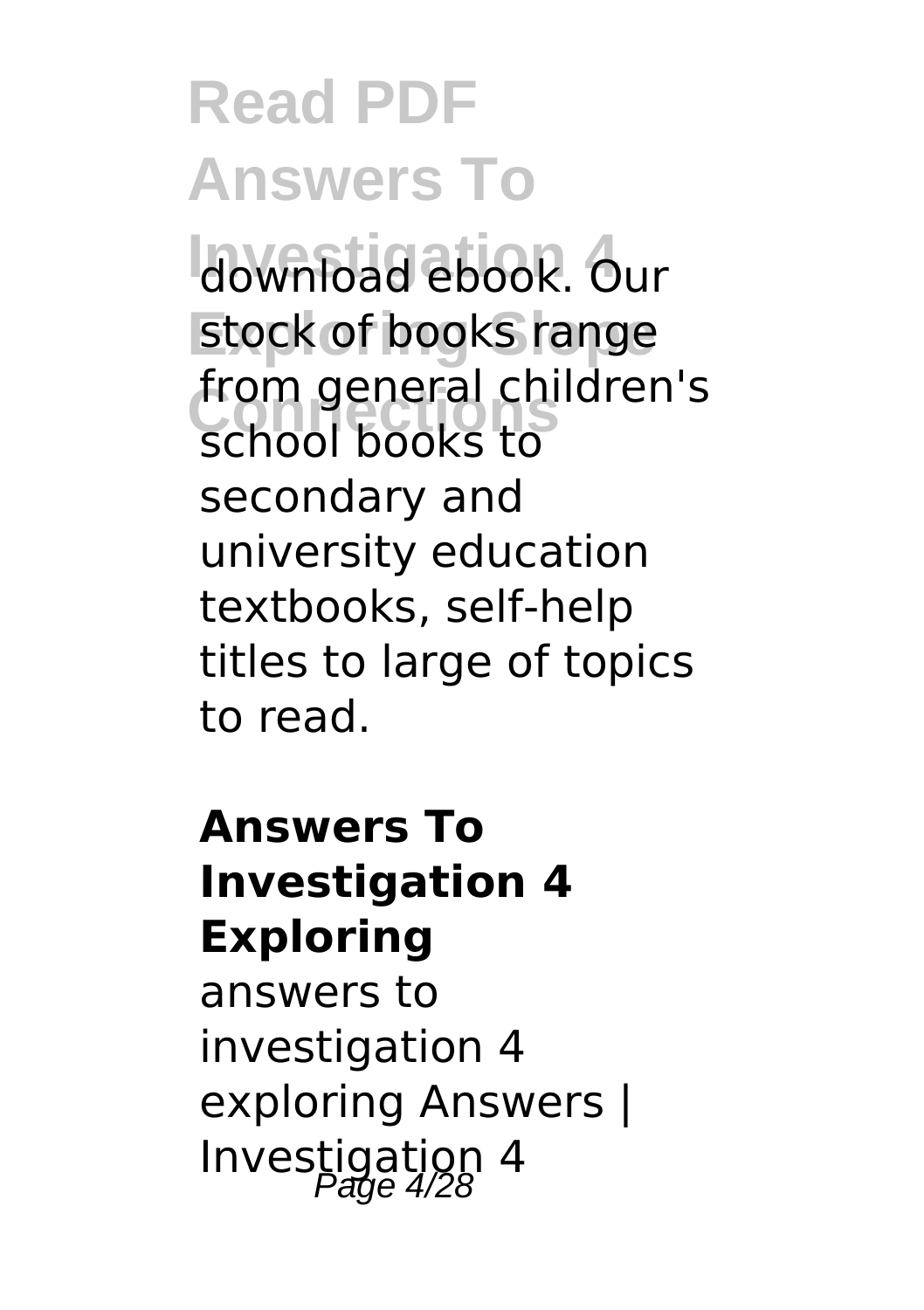download ebook. Our stock of books range from general children's school books to secondary and university education textbooks, self-help titles to large of topics to read.

**Answers To Investigation 4 Exploring**

answers to investigation 4 exploring Answers | Investigation 4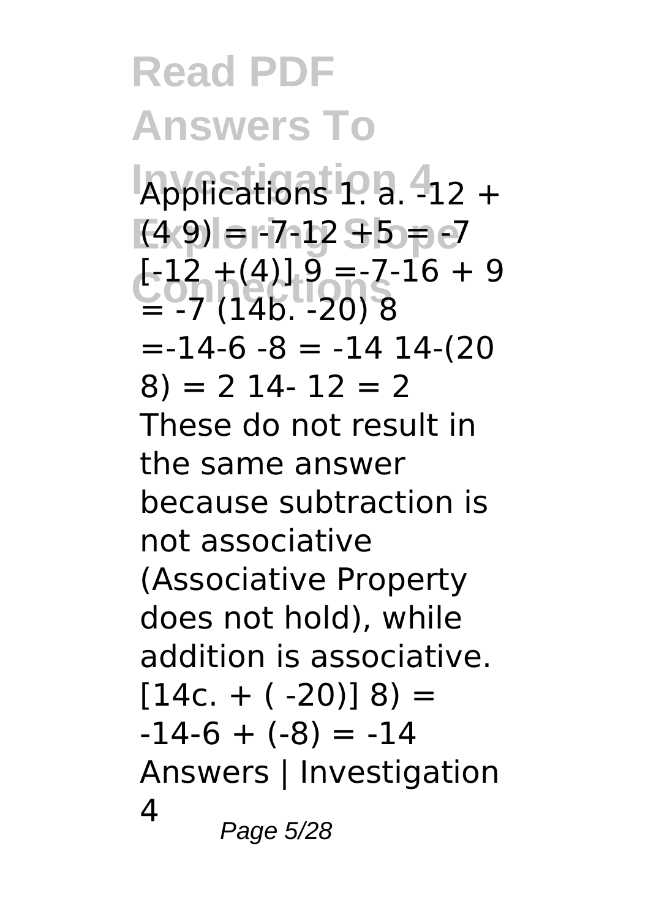# Read PDF Answers To Investigation 4 Exploring Slope Connections

Applications 1. a. -12 + (4 9) = -7-12 +5 = -7 [-12 +(4)] 9 =-7-16 + 9 = -7 (14b. -20) 8 =-14-6 -8 = -14 14-(20 8) = 2 14- 12 = 2 These do not result in the same answer because subtraction is not associative (Associative Property does not hold), while addition is associative. [14c. + ( -20)] 8) = -14-6 + (-8) = -14 Answers | Investigation 4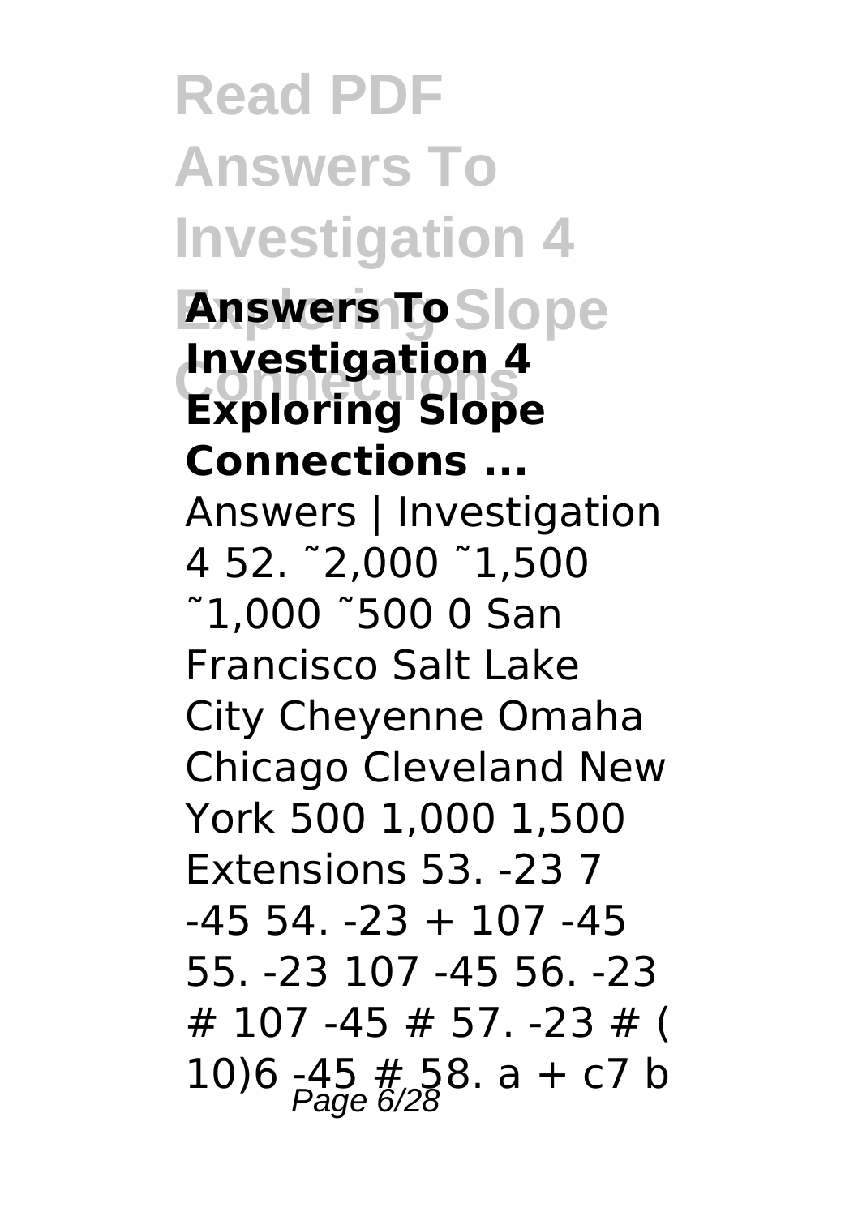## Answers To Investigation 4 Exploring Slope Connections ...

Answers | Investigation 4 52. ˜2,000 ˜1,500 ˜1,000 ˜500 0 San Francisco Salt Lake City Cheyenne Omaha Chicago Cleveland New York 500 1,000 1,500 Extensions 53. -23 7 -45 54. -23 + 107 -45 55. -23 107 -45 56. -23 # 107 -45 # 57. -23 # ( 10)6 -45 # 58. a + c7 b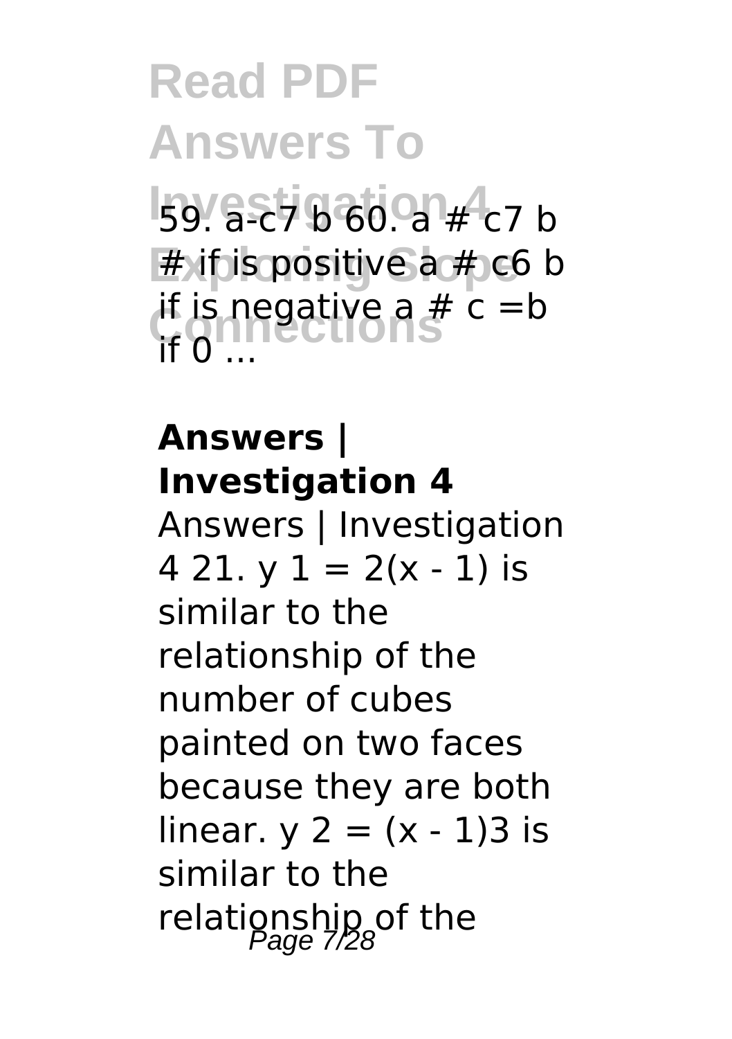59. a-c7 b 60. a # c7 b # if is positive a # c6 b if is negative a # c =b if 0 ...

**Answers | Investigation 4**

Answers | Investigation 4 21. y 1 = 2(x - 1) is similar to the relationship of the number of cubes painted on two faces because they are both linear. y 2 = (x - 1)3 is similar to the relationship of the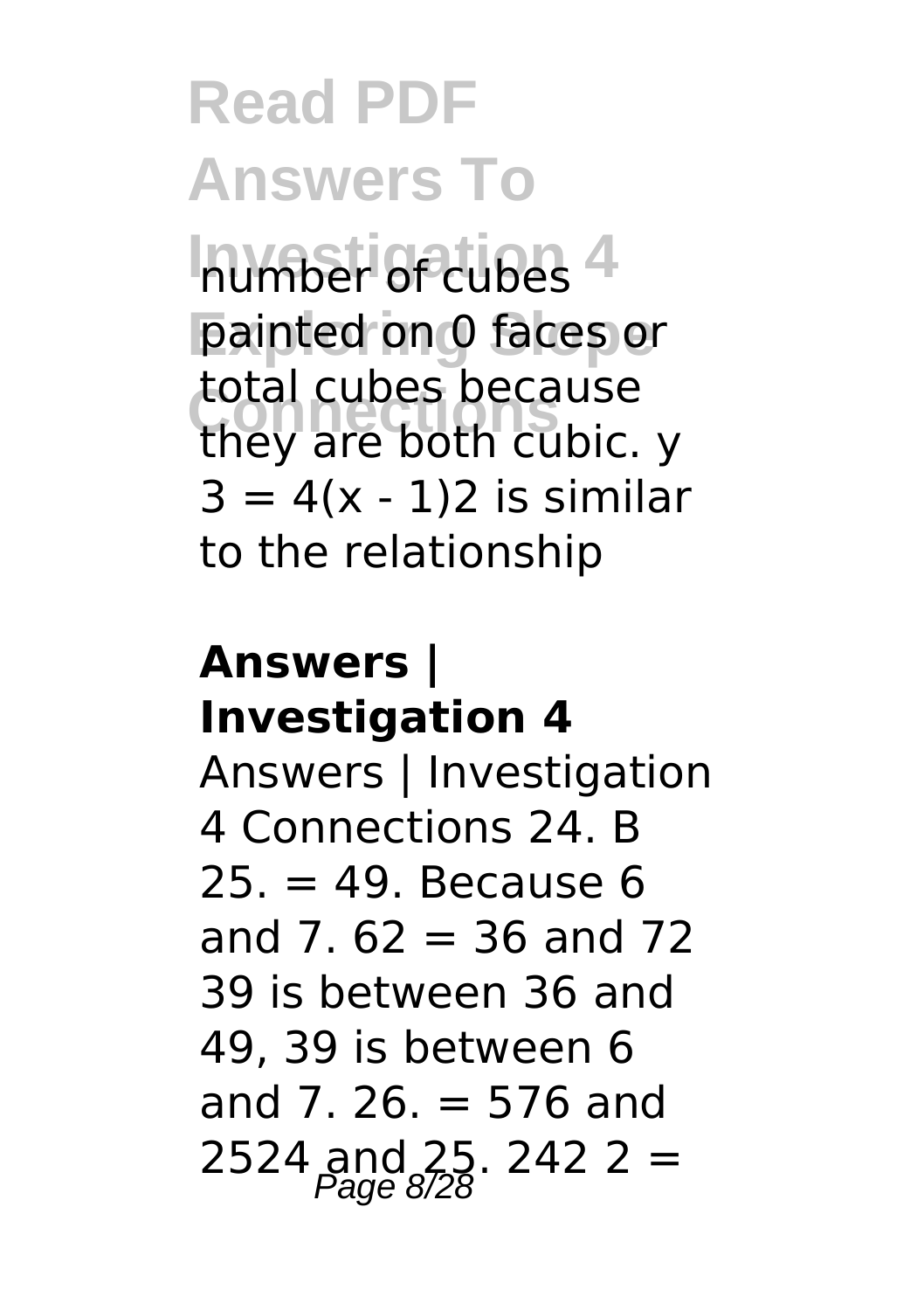number of cubes painted on 0 faces or total cubes because they are both cubic. y 3 = 4(x - 1)2 is similar to the relationship

**Answers | Investigation 4**

Answers | Investigation 4 Connections 24. B 25. = 49. Because 6 and 7. 62 = 36 and 72 39 is between 36 and 49, 39 is between 6 and 7. 26. = 576 and 2524 and 25. 242 2 =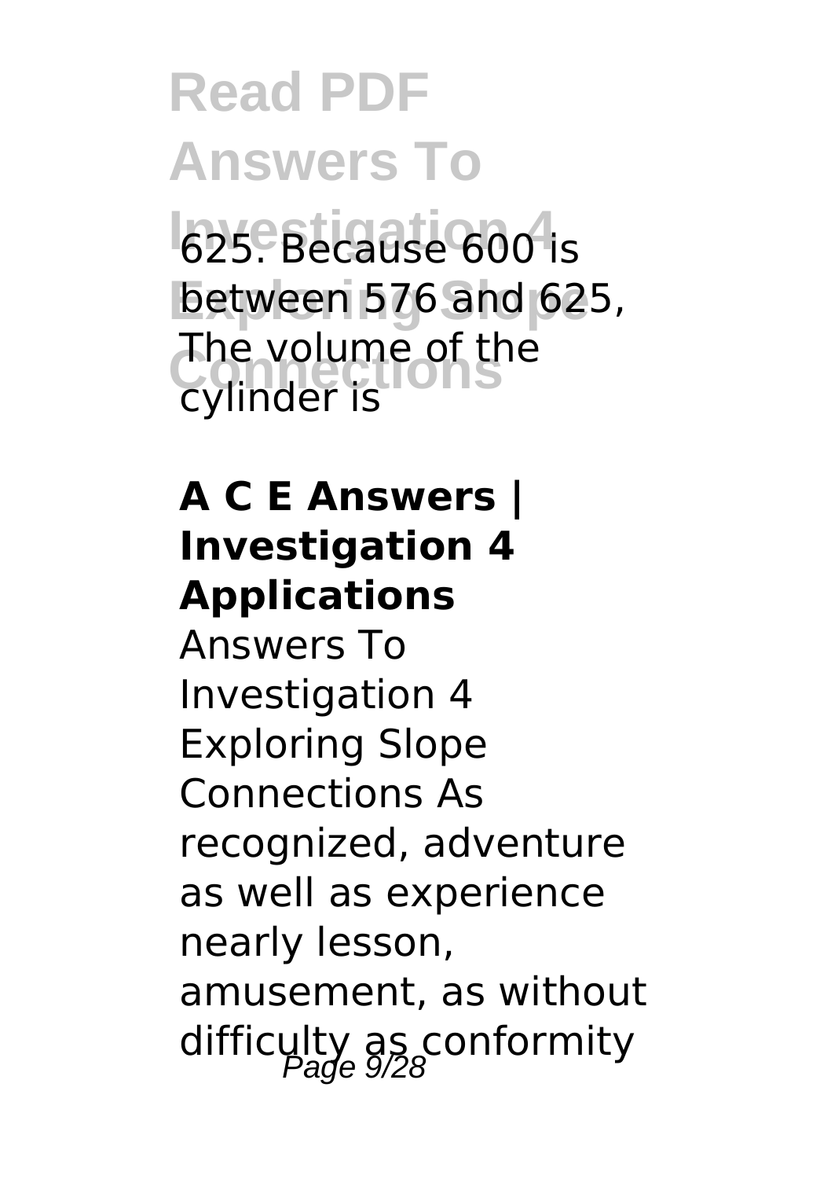625. Because 600 is between 576 and 625, The volume of the cylinder is

**A C E Answers | Investigation 4 Applications**

Answers To Investigation 4 Exploring Slope Connections As recognized, adventure as well as experience nearly lesson, amusement, as without difficulty as conformity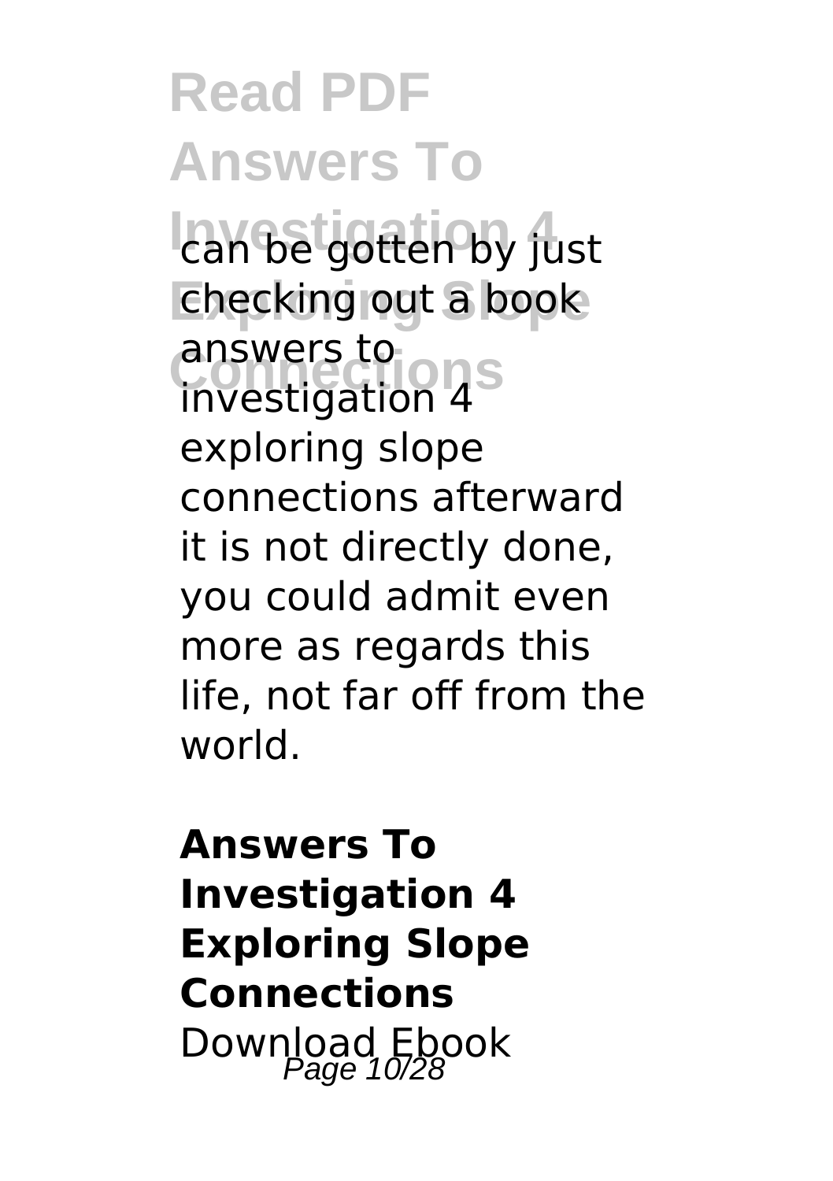can be gotten by just checking out a book answers to investigation 4 exploring slope connections afterward it is not directly done, you could admit even more as regards this life, not far off from the world.

**Answers To Investigation 4 Exploring Slope Connections**

Download Ebook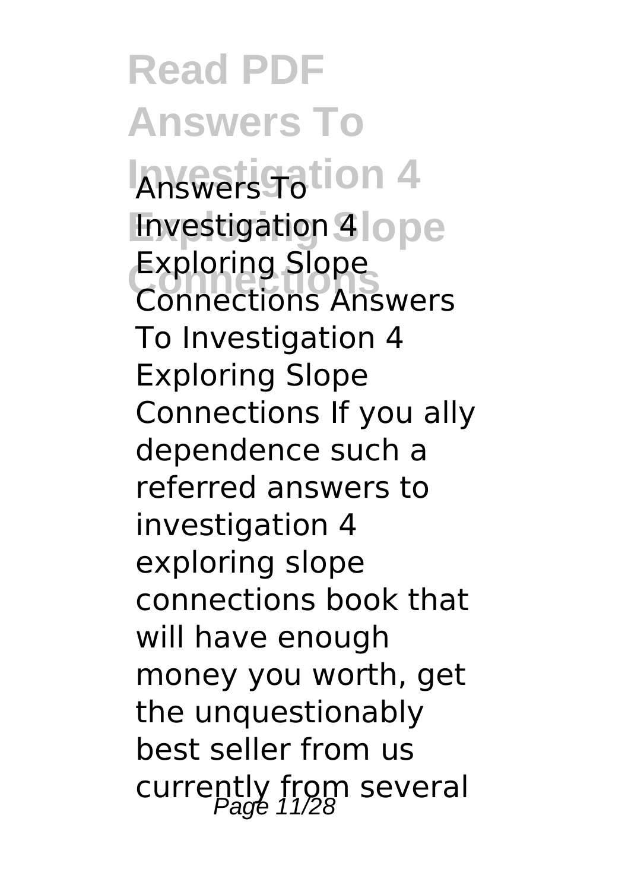Answers To Investigation 4 Exploring Slope Connections Answers To Investigation 4 Exploring Slope Connections If you ally dependence such a referred answers to investigation 4 exploring slope connections book that will have enough money you worth, get the unquestionably best seller from us currently from several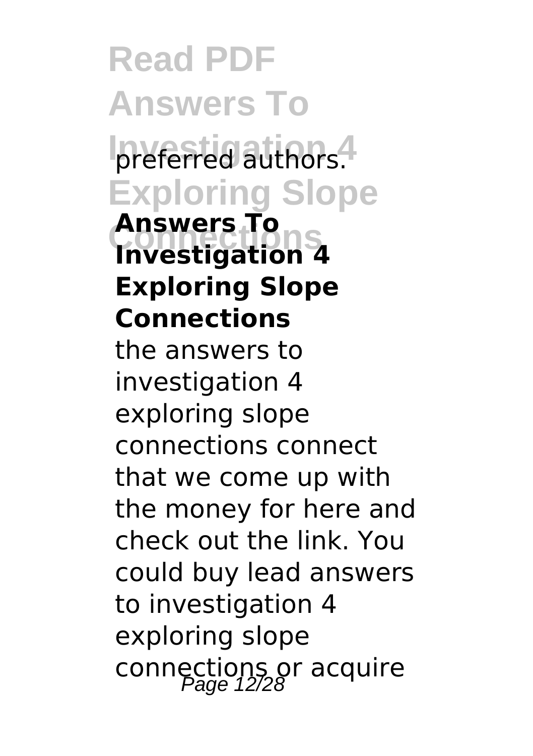preferred authors.

**Answers To Investigation 4 Exploring Slope Connections**

the answers to investigation 4 exploring slope connections connect that we come up with the money for here and check out the link. You could buy lead answers to investigation 4 exploring slope connections or acquire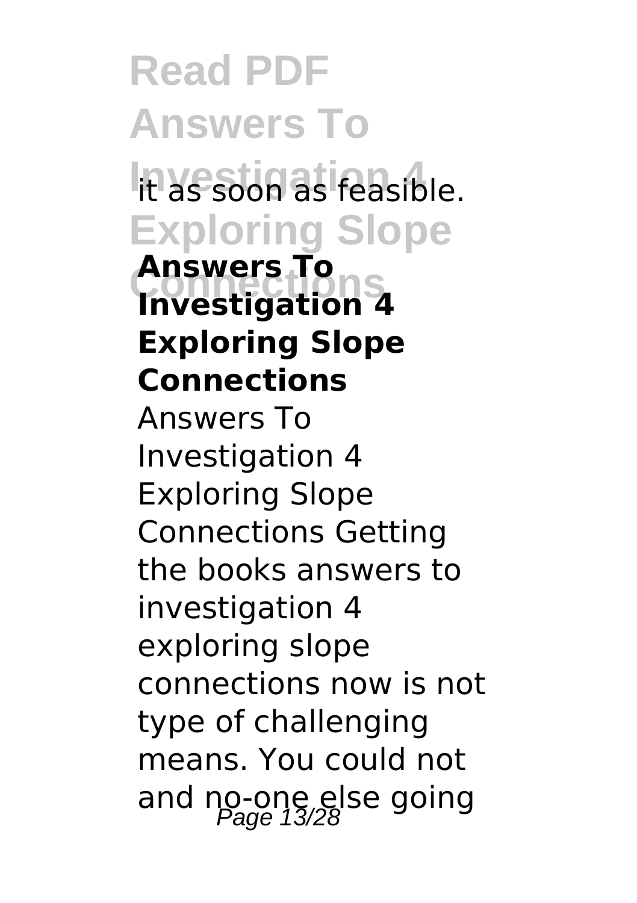it as soon as feasible.

## Answers To Investigation 4 Exploring Slope Connections

Answers To Investigation 4 Exploring Slope Connections Getting the books answers to investigation 4 exploring slope connections now is not type of challenging means. You could not and no-one else going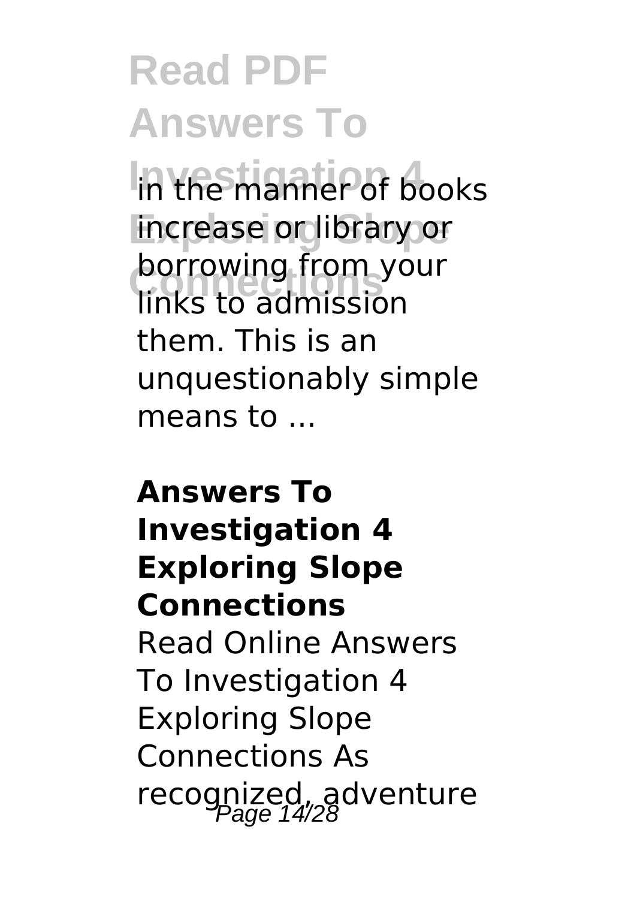in the manner of books increase or library or borrowing from your links to admission them. This is an unquestionably simple means to ...

**Answers To Investigation 4 Exploring Slope Connections**

Read Online Answers To Investigation 4 Exploring Slope Connections As recognized, adventure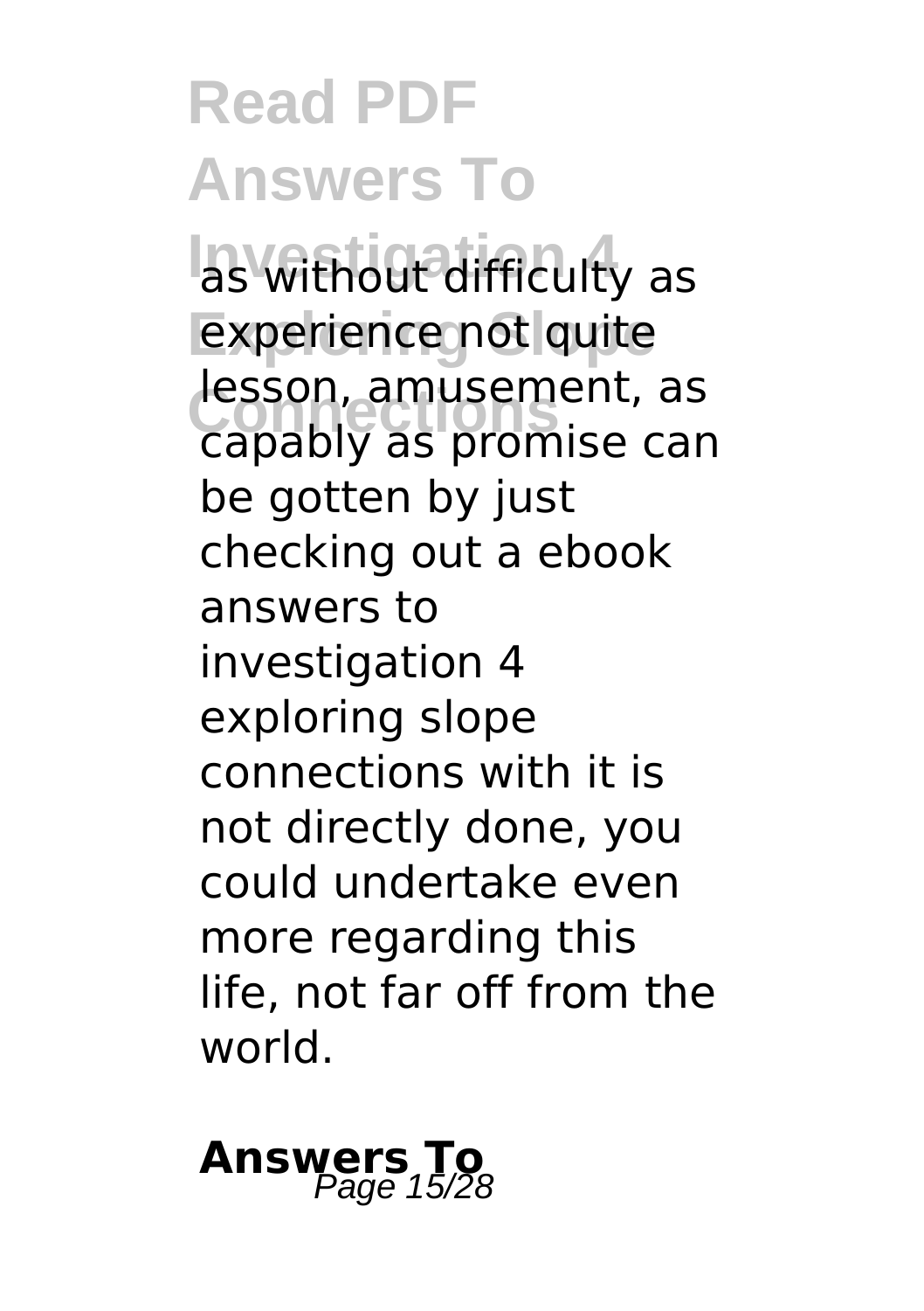as without difficulty as experience not quite lesson, amusement, as capably as promise can be gotten by just checking out a ebook answers to investigation 4 exploring slope connections with it is not directly done, you could undertake even more regarding this life, not far off from the world.

## Answers To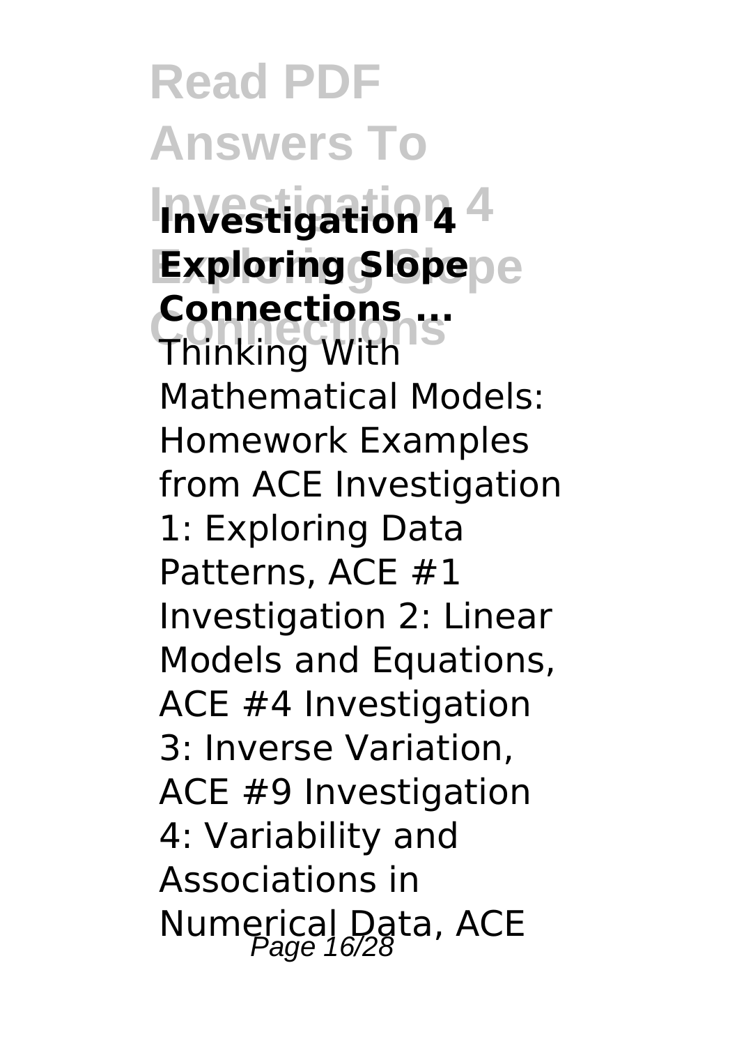**Investigation 4 Exploring Slope Connections ...**

Thinking With Mathematical Models: Homework Examples from ACE Investigation 1: Exploring Data Patterns, ACE #1 Investigation 2: Linear Models and Equations, ACE #4 Investigation 3: Inverse Variation, ACE #9 Investigation 4: Variability and Associations in Numerical Data, ACE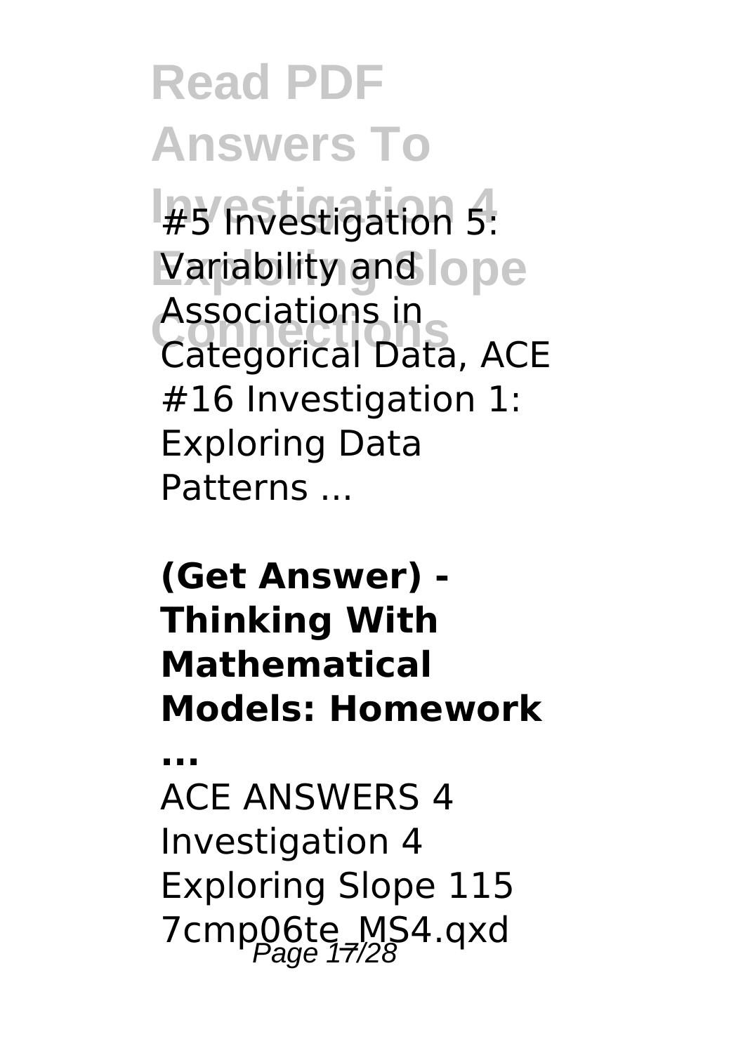#5 Investigation 5: Variability and Associations in Categorical Data, ACE #16 Investigation 1: Exploring Data Patterns ...

**(Get Answer) - Thinking With Mathematical Models: Homework ...**

ACE ANSWERS 4 Investigation 4 Exploring Slope 115 7cmp06te_MS4.qxd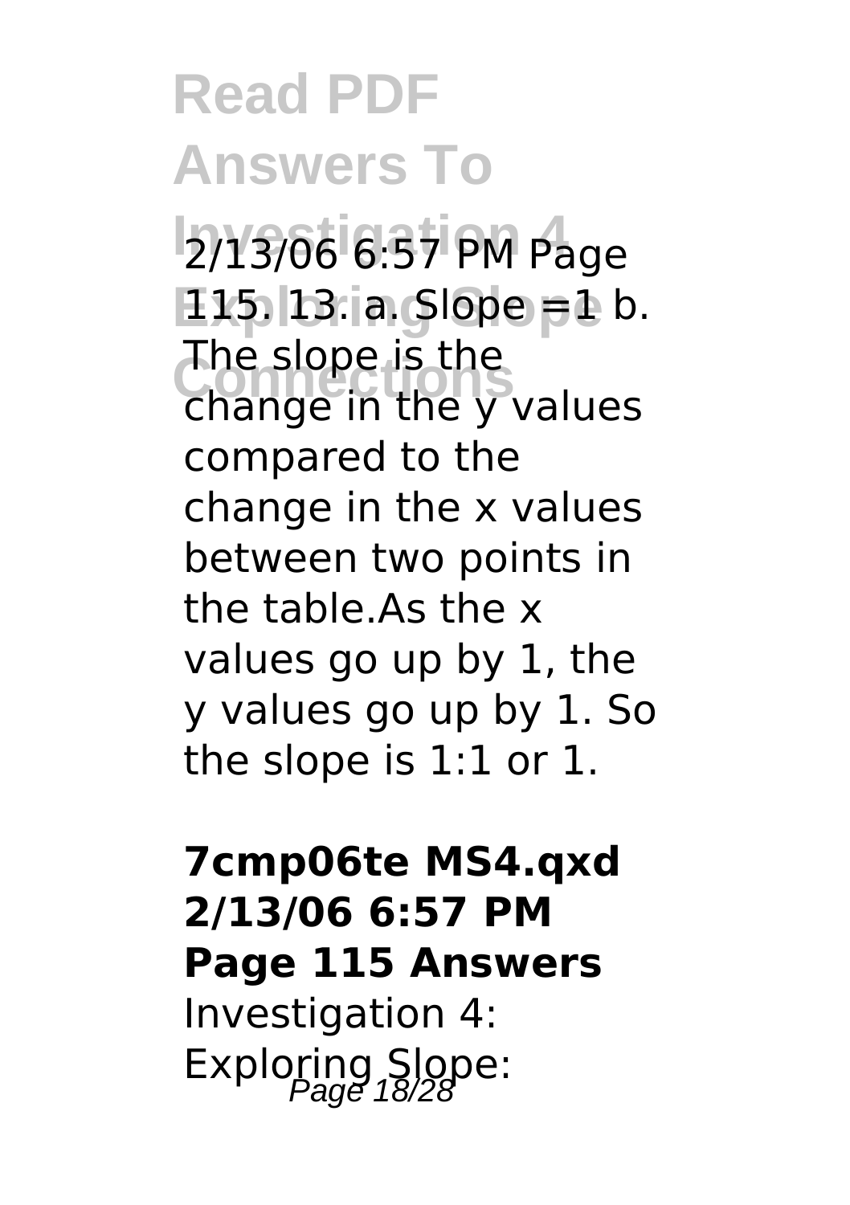2/13/06 6:57 PM Page 115. 13. a. Slope = 1 b. The slope is the change in the y values compared to the change in the x values between two points in the table.As the x values go up by 1, the y values go up by 1. So the slope is 1:1 or 1.

**7cmp06te MS4.qxd 2/13/06 6:57 PM Page 115 Answers**

Investigation 4: Exploring Slope: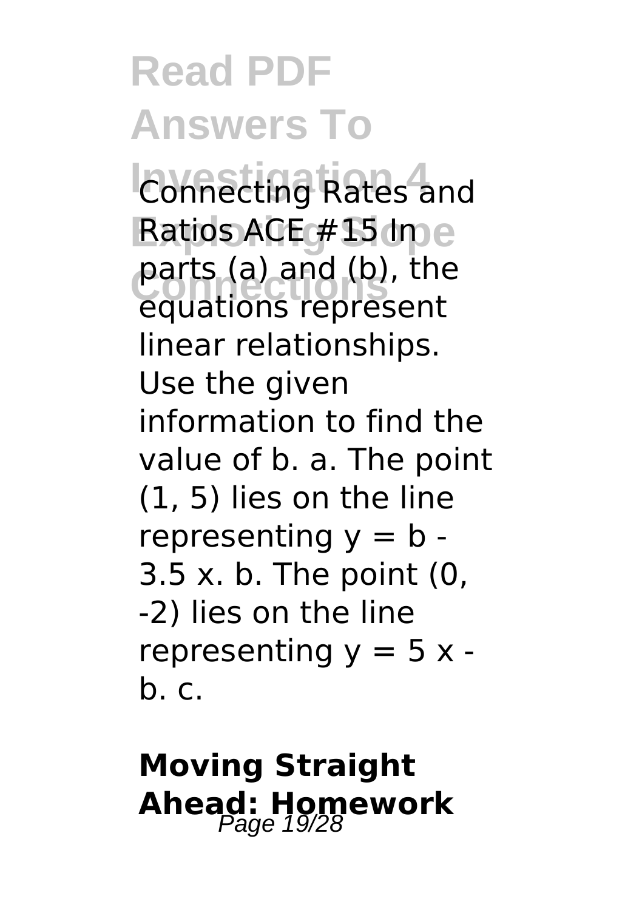Connecting Rates and Ratios ACE # 15 In parts (a) and (b), the equations represent linear relationships. Use the given information to find the value of b. a. The point (1, 5) lies on the line representing $y = b - 3.5x$. b. The point (0, -2) lies on the line representing $y = 5x - b$. c.

## Moving Straight Ahead: Homework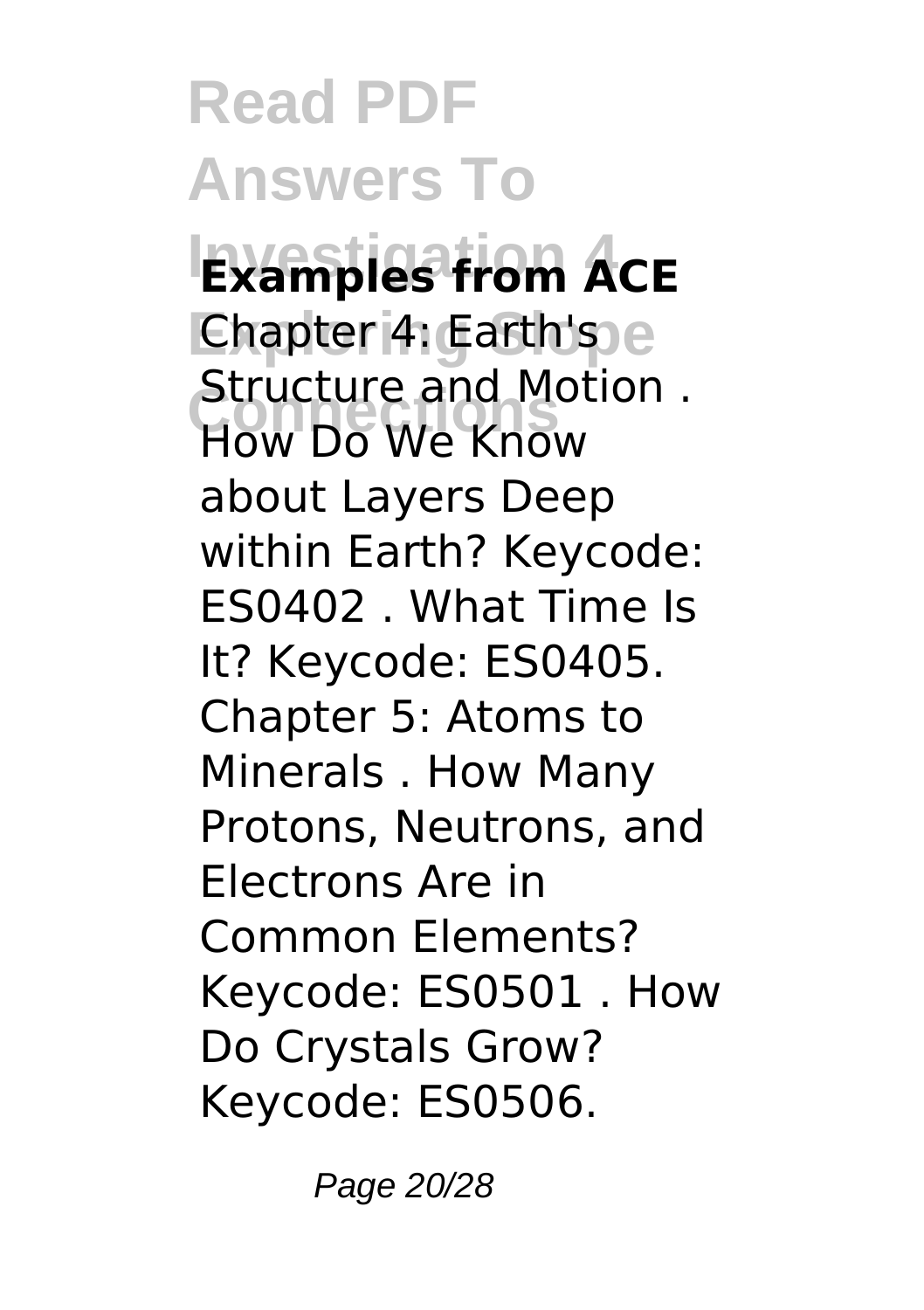**Examples from ACE**

Chapter 4: Earth's Structure and Motion . How Do We Know about Layers Deep within Earth? Keycode: ES0402 . What Time Is It? Keycode: ES0405. Chapter 5: Atoms to Minerals . How Many Protons, Neutrons, and Electrons Are in Common Elements? Keycode: ES0501 . How Do Crystals Grow? Keycode: ES0506.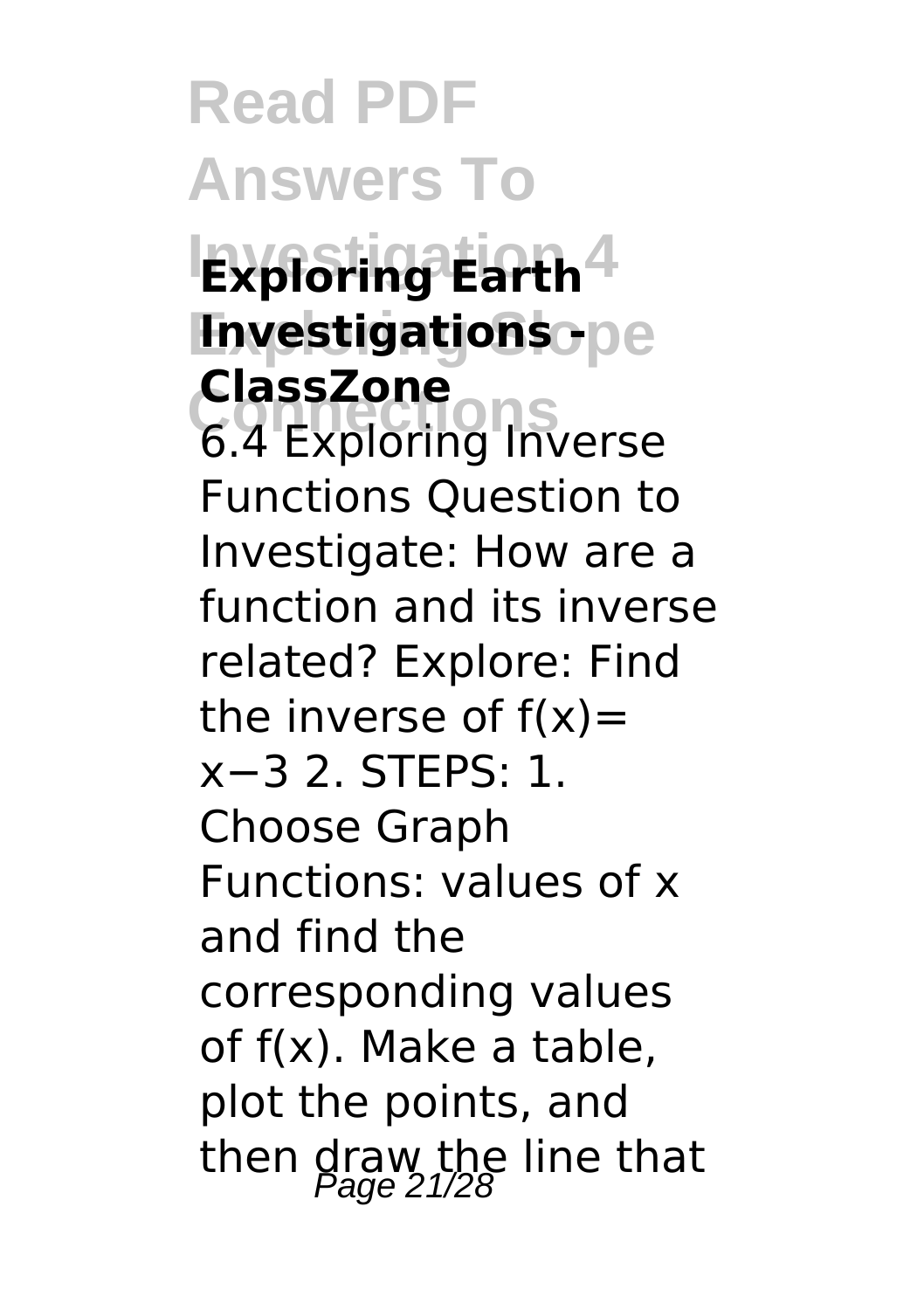**Exploring Earth Investigations - ClassZone**

6.4 Exploring Inverse Functions Question to Investigate: How are a function and its inverse related? Explore: Find the inverse of $f(x)= x-3$ 2. STEPS: 1. Choose Graph Functions: values of x and find the corresponding values of f(x). Make a table, plot the points, and then draw the line that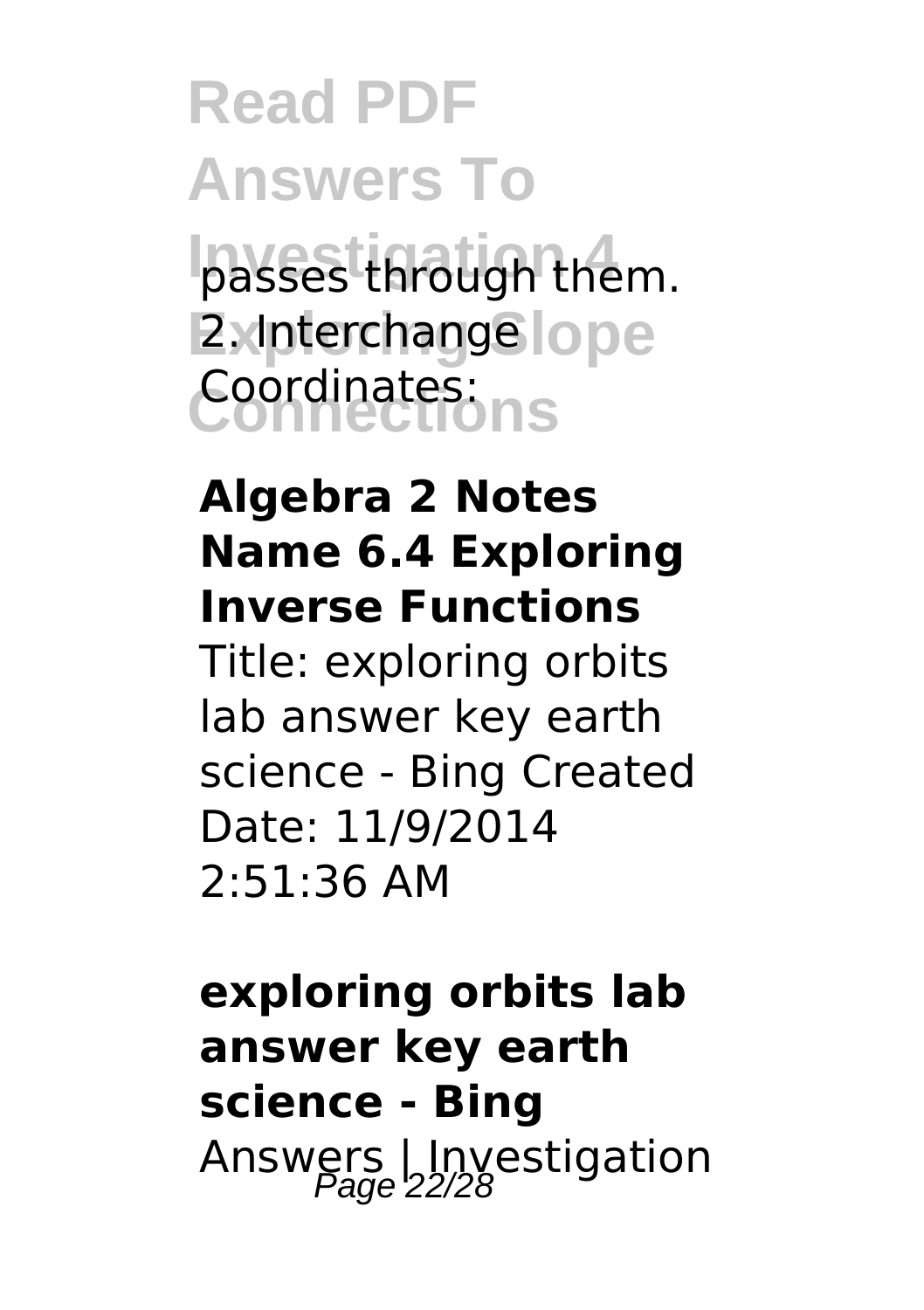passes through them.
2. Interchange Coordinates:

**Algebra 2 Notes Name 6.4 Exploring Inverse Functions**

Title: exploring orbits lab answer key earth science - Bing Created Date: 11/9/2014 2:51:36 AM

**exploring orbits lab answer key earth science - Bing**

Answers | Investigation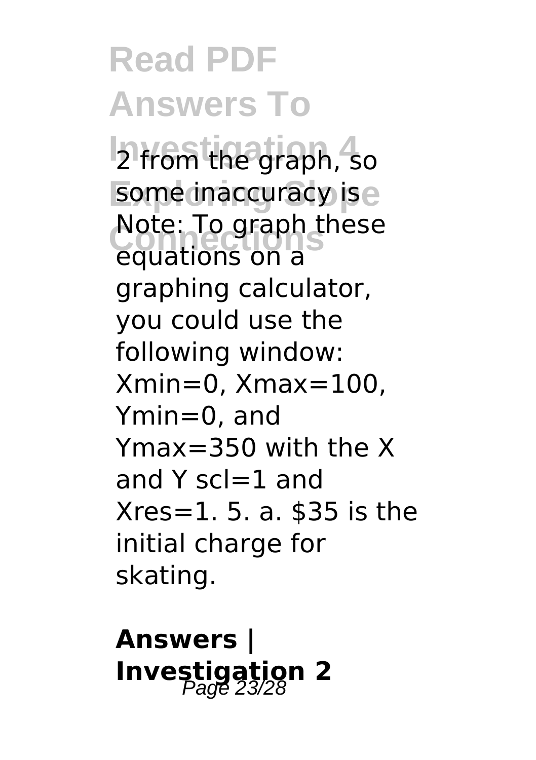2 from the graph, so some inaccuracy is Note: To graph these equations on a graphing calculator, you could use the following window: Xmin=0, Xmax=100, Ymin=0, and Ymax=350 with the X and Y scl=1 and Xres=1. 5. a. $35 is the initial charge for skating.

**Answers | Investigation 2**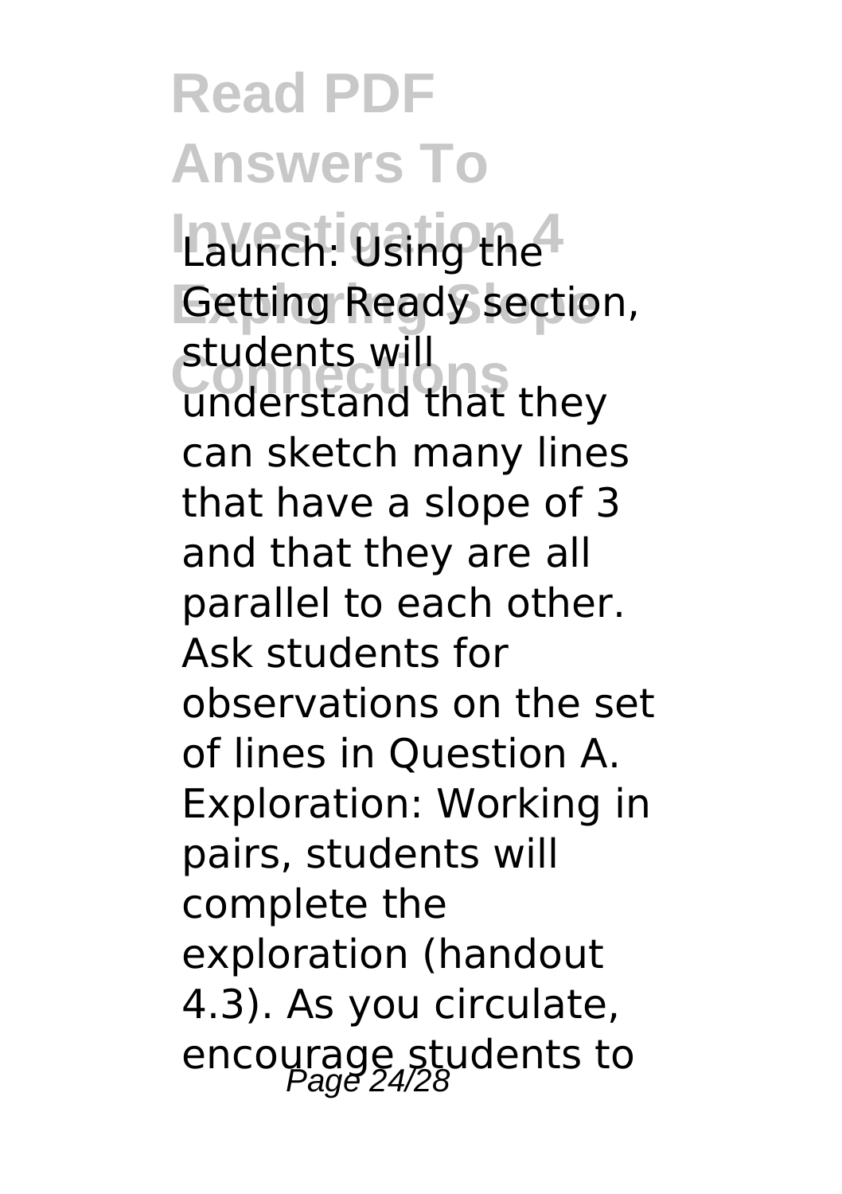Launch: Using the Getting Ready section, students will understand that they can sketch many lines that have a slope of 3 and that they are all parallel to each other. Ask students for observations on the set of lines in Question A. Exploration: Working in pairs, students will complete the exploration (handout 4.3). As you circulate, encourage students to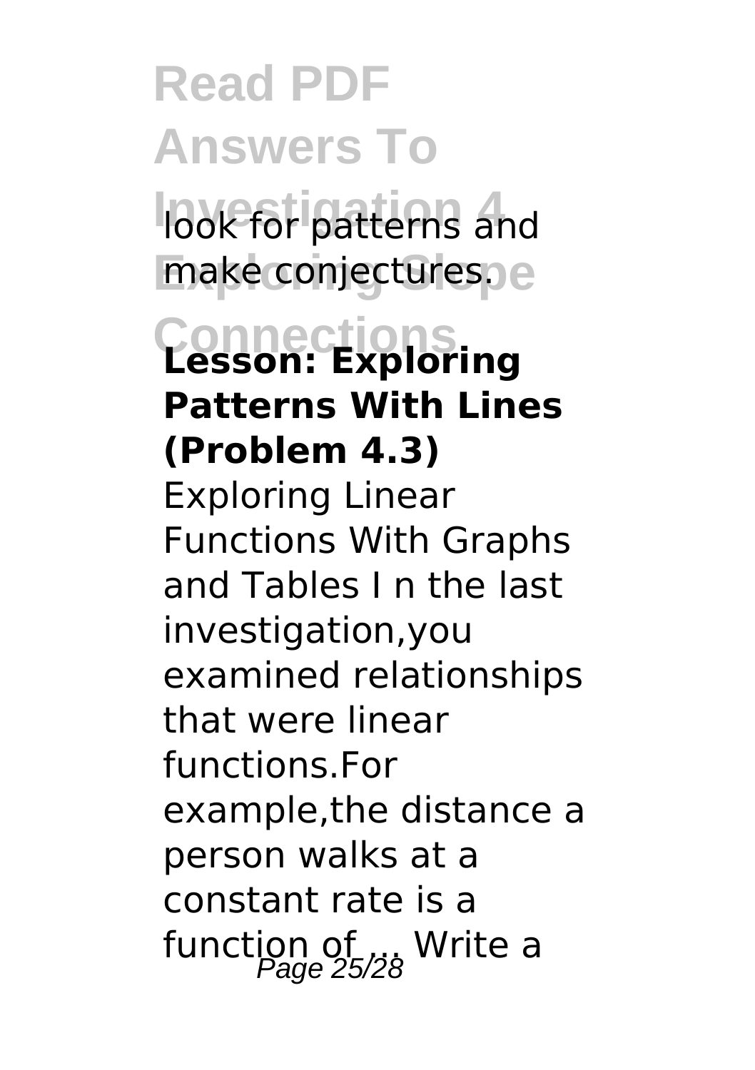look for patterns and make conjectures.

**Lesson: Exploring Patterns With Lines (Problem 4.3)**

Exploring Linear Functions With Graphs and Tables I n the last investigation,you examined relationships that were linear functions.For example,the distance a person walks at a constant rate is a function of ... Write a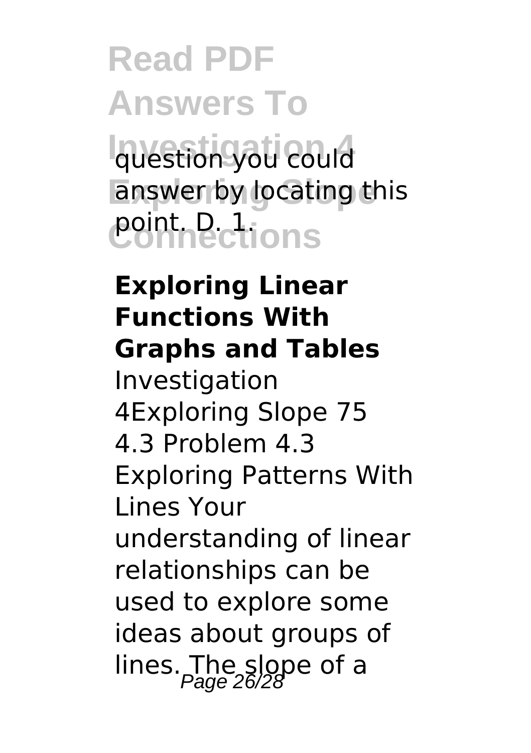question you could answer by locating this point. D. 1.

**Exploring Linear Functions With Graphs and Tables**

Investigation 4Exploring Slope 75 4.3 Problem 4.3 Exploring Patterns With Lines Your understanding of linear relationships can be used to explore some ideas about groups of lines. The slope of a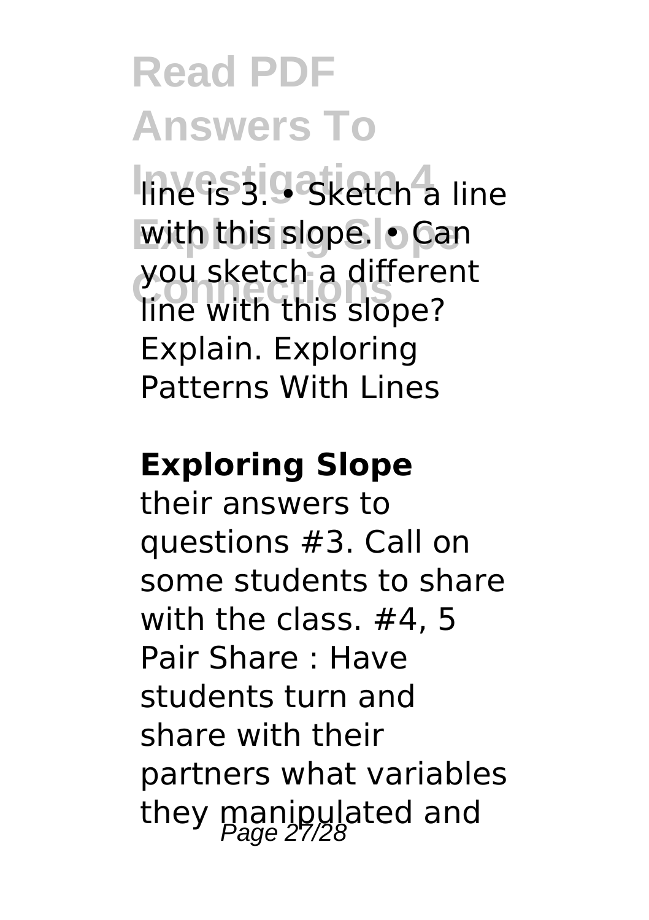line is 3. • Sketch a line with this slope. • Can you sketch a different line with this slope? Explain. Exploring Patterns With Lines

**Exploring Slope**

their answers to questions #3. Call on some students to share with the class. #4, 5 Pair Share : Have students turn and share with their partners what variables they manipulated and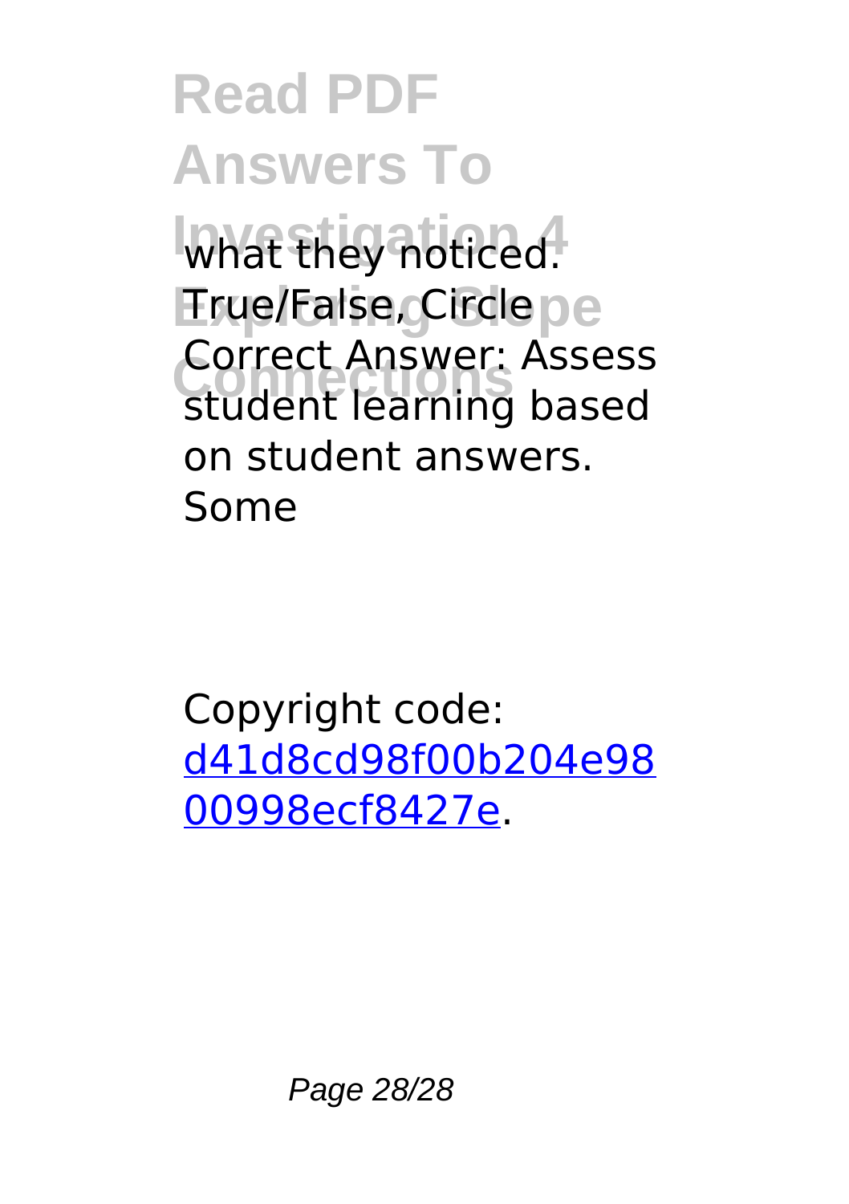what they noticed. True/False, Circle Correct Answer: Assess student learning based on student answers. Some

Copyright code: [d41d8cd98f00b204e9800998ecf8427e](d41d8cd98f00b204e9800998ecf8427e).